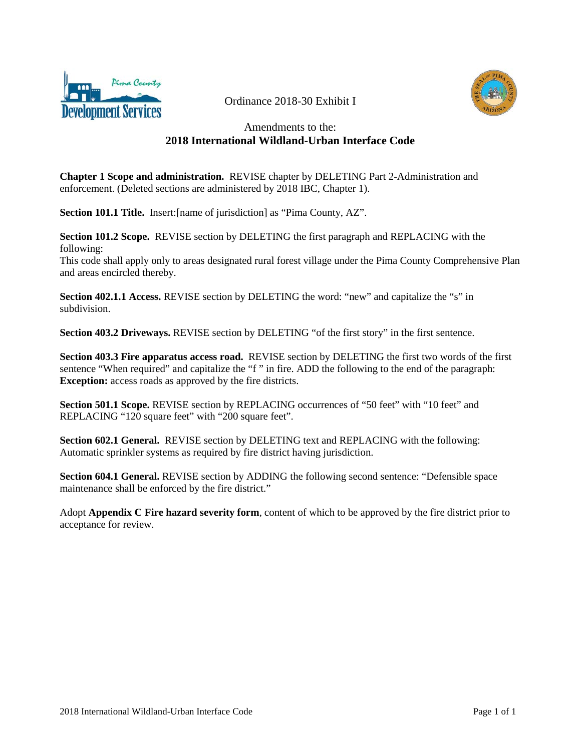Ordinance 2018-30 Exhibit I

# Amendments to the:
# **2018 International Wildland-Urban Interface Code**

**Chapter 1 Scope and administration.** REVISE chapter by DELETING Part 2-Administration and enforcement. (Deleted sections are administered by 2018 IBC, Chapter 1).

**Section 101.1 Title.** Insert:[name of jurisdiction] as "Pima County, AZ".

**Section 101.2 Scope.** REVISE section by DELETING the first paragraph and REPLACING with the following:
This code shall apply only to areas designated rural forest village under the Pima County Comprehensive Plan and areas encircled thereby.

**Section 402.1.1 Access.** REVISE section by DELETING the word: "new" and capitalize the "s" in subdivision.

**Section 403.2 Driveways.** REVISE section by DELETING "of the first story" in the first sentence.

**Section 403.3 Fire apparatus access road.** REVISE section by DELETING the first two words of the first sentence "When required" and capitalize the "f " in fire. ADD the following to the end of the paragraph:
**Exception:** access roads as approved by the fire districts.

**Section 501.1 Scope.** REVISE section by REPLACING occurrences of "50 feet" with "10 feet" and REPLACING "120 square feet" with "200 square feet".

**Section 602.1 General.** REVISE section by DELETING text and REPLACING with the following:
Automatic sprinkler systems as required by fire district having jurisdiction.

**Section 604.1 General.** REVISE section by ADDING the following second sentence: "Defensible space maintenance shall be enforced by the fire district."

Adopt **Appendix C Fire hazard severity form**, content of which to be approved by the fire district prior to acceptance for review.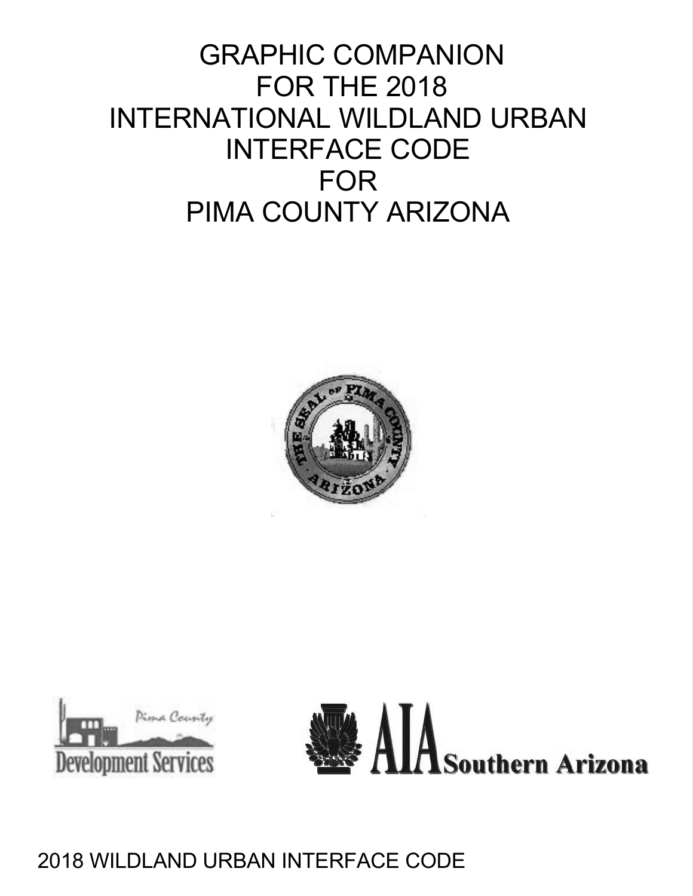# GRAPHIC COMPANION FOR THE 2018 INTERNATIONAL WILDLAND URBAN INTERFACE CODE FOR PIMA COUNTY ARIZONA

2018 WILDLAND URBAN INTERFACE CODE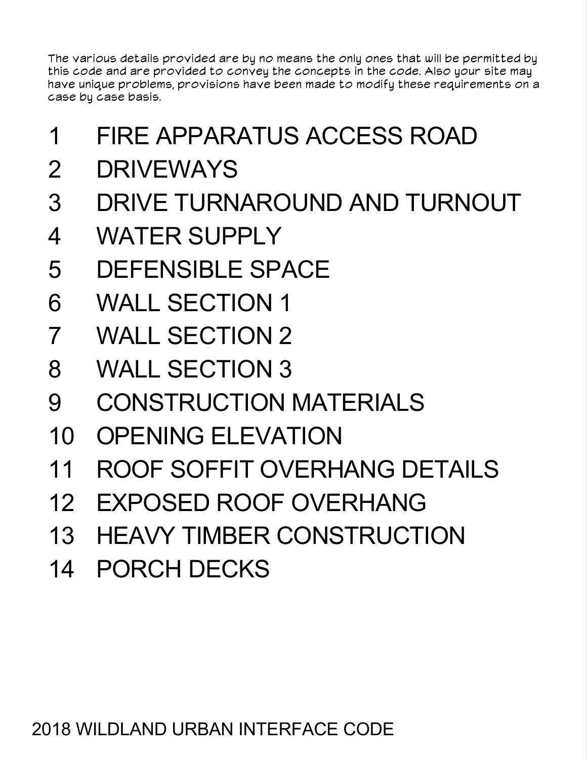The various details provided are by no means the only ones that will be permitted by this code and are provided to convey the concepts in the code. Also your site may have unique problems, provisions have been made to modify these requirements on a case by case basis.

1. FIRE APPARATUS ACCESS ROAD
2. DRIVEWAYS
3. DRIVE TURNAROUND AND TURNOUT
4. WATER SUPPLY
5. DEFENSIBLE SPACE
6. WALL SECTION 1
7. WALL SECTION 2
8. WALL SECTION 3
9. CONSTRUCTION MATERIALS
10. OPENING ELEVATION
11. ROOF SOFFIT OVERHANG DETAILS
12. EXPOSED ROOF OVERHANG
13. HEAVY TIMBER CONSTRUCTION
14. PORCH DECKS

2018 WILDLAND URBAN INTERFACE CODE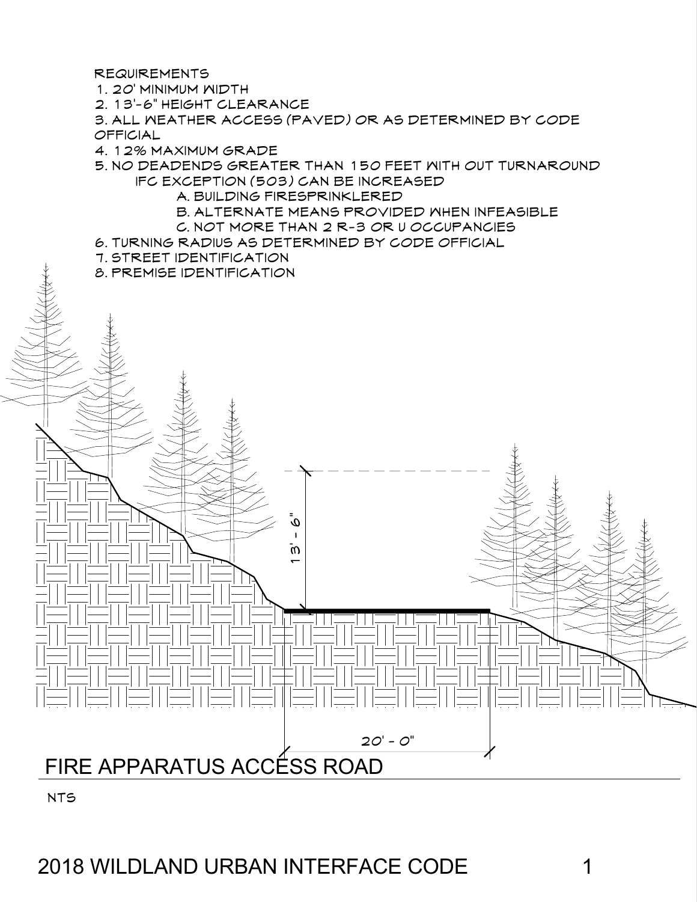REQUIREMENTS

1. 20' MINIMUM WIDTH
2. 13'-6" HEIGHT CLEARANCE
3. ALL WEATHER ACCESS (PAVED) OR AS DETERMINED BY CODE OFFICIAL
4. 12% MAXIMUM GRADE
5. NO DEADENDS GREATER THAN 150 FEET WITH OUT TURNAROUND
   IFC EXCEPTION (503) CAN BE INCREASED
   A. BUILDING FIRESPRINKLERED
   B. ALTERNATE MEANS PROVIDED WHEN INFEASIBLE
   C. NOT MORE THAN 2 R-3 OR U OCCUPANCIES
6. TURNING RADIUS AS DETERMINED BY CODE OFFICIAL
7. STREET IDENTIFICATION
8. PREMISE IDENTIFICATION

13' - 6"

20' - 0"

## FIRE APPARATUS ACCESS ROAD

NTS

2018 WILDLAND URBAN INTERFACE CODE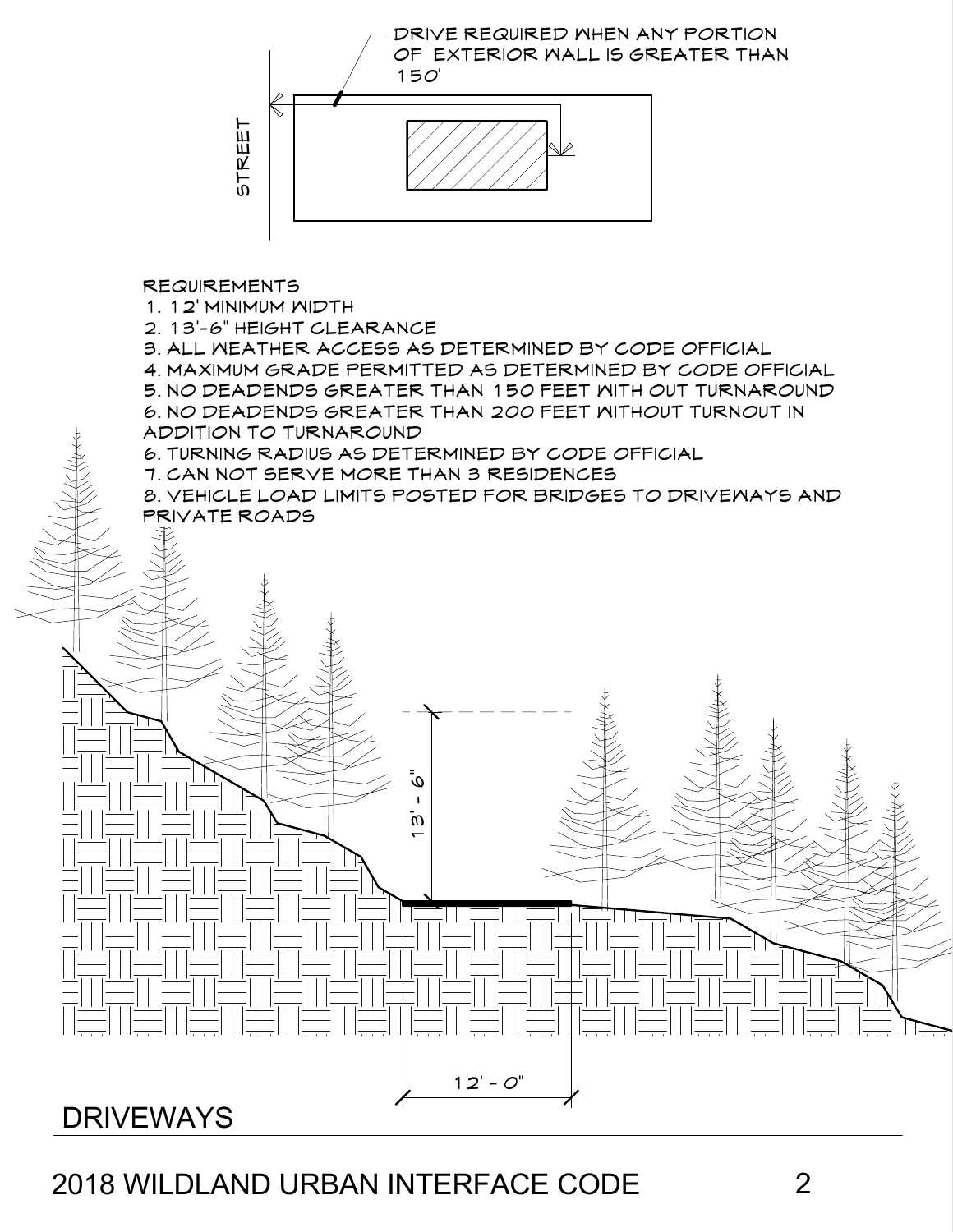DRIVE REQUIRED WHEN ANY PORTION OF EXTERIOR WALL IS GREATER THAN 150'

STREET

REQUIREMENTS

1. 12' MINIMUM WIDTH
2. 13'-6" HEIGHT CLEARANCE
3. ALL WEATHER ACCESS AS DETERMINED BY CODE OFFICIAL
4. MAXIMUM GRADE PERMITTED AS DETERMINED BY CODE OFFICIAL
5. NO DEADENDS GREATER THAN 150 FEET WITH OUT TURNAROUND
6. NO DEADENDS GREATER THAN 200 FEET WITHOUT TURNOUT IN ADDITION TO TURNAROUND
6. TURNING RADIUS AS DETERMINED BY CODE OFFICIAL
7. CAN NOT SERVE MORE THAN 3 RESIDENCES
8. VEHICLE LOAD LIMITS POSTED FOR BRIDGES TO DRIVEWAYS AND PRIVATE ROADS

13' - 6"

12' - 0"

# DRIVEWAYS

2018 WILDLAND URBAN INTERFACE CODE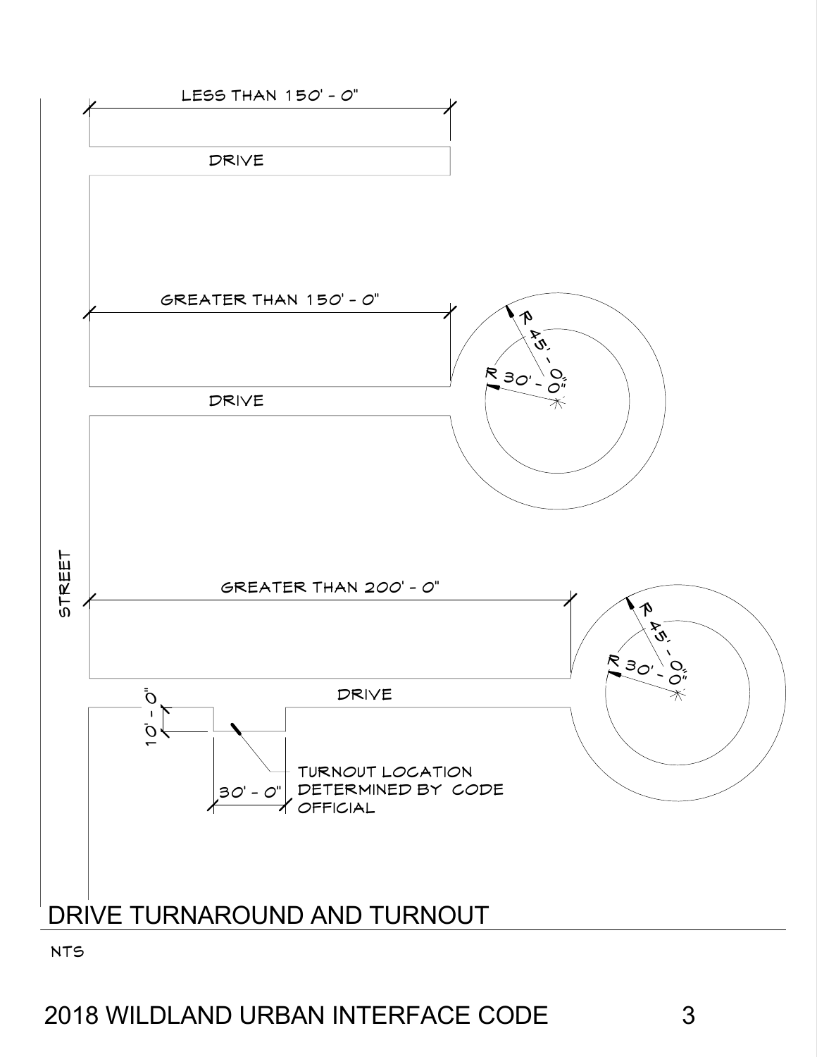LESS THAN 150' - 0"

DRIVE

GREATER THAN 150' - 0"

R 45' - 0"

R 30' - 0"

DRIVE

STREET

GREATER THAN 200' - 0"

R 45' - 0"

R 30' - 0"

DRIVE

10' - 0"

30' - 0"

TURNOUT LOCATION DETERMINED BY CODE OFFICIAL

## DRIVE TURNAROUND AND TURNOUT

NTS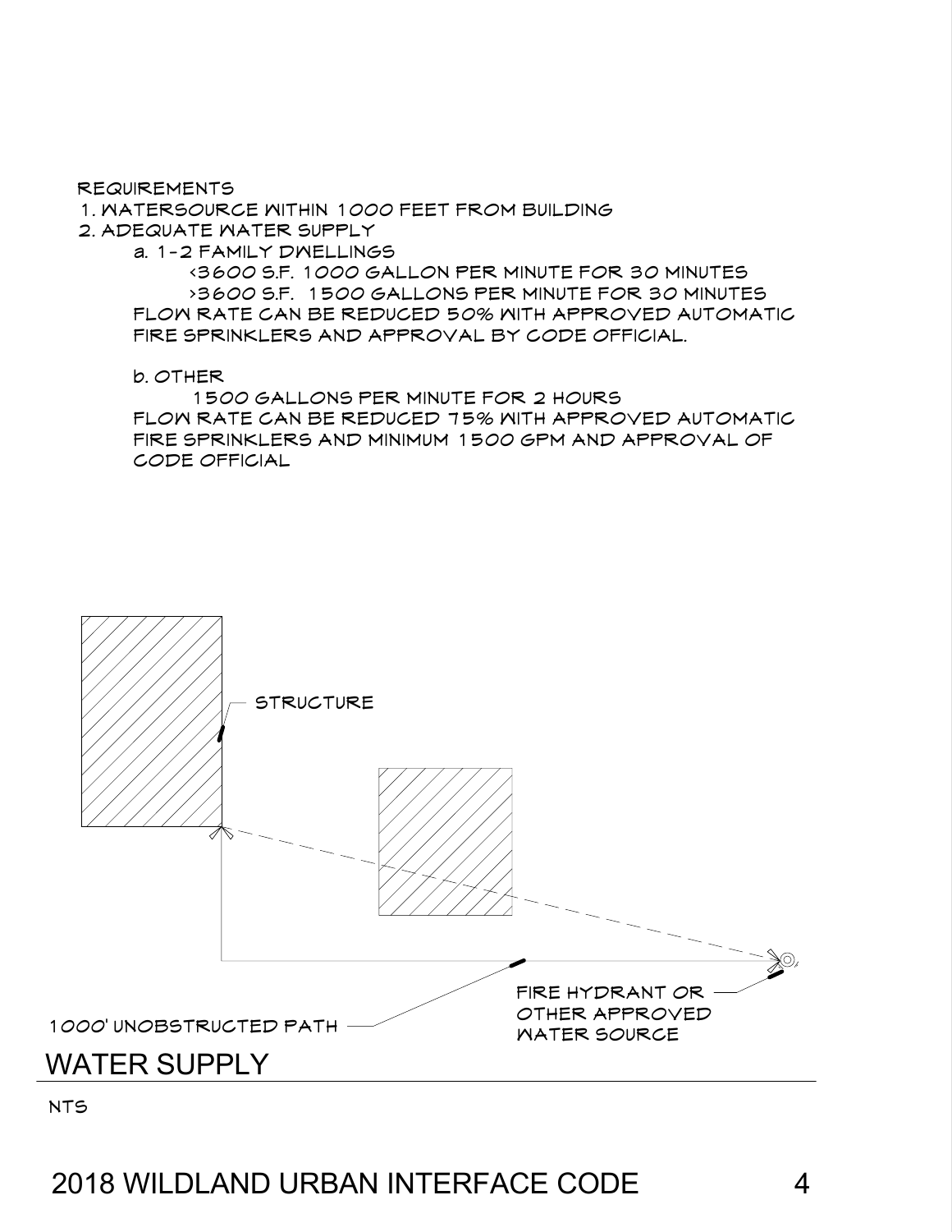REQUIREMENTS

1. WATERSOURCE WITHIN 1000 FEET FROM BUILDING
2. ADEQUATE WATER SUPPLY
   - a. 1-2 FAMILY DWELLINGS
     - <3600 S.F. 1000 GALLON PER MINUTE FOR 30 MINUTES
     - >3600 S.F. 1500 GALLONS PER MINUTE FOR 30 MINUTES

     FLOW RATE CAN BE REDUCED 50% WITH APPROVED AUTOMATIC FIRE SPRINKLERS AND APPROVAL BY CODE OFFICIAL.

   - b. OTHER
     - 1500 GALLONS PER MINUTE FOR 2 HOURS

     FLOW RATE CAN BE REDUCED 75% WITH APPROVED AUTOMATIC FIRE SPRINKLERS AND MINIMUM 1500 GPM AND APPROVAL OF CODE OFFICIAL

STRUCTURE

FIRE HYDRANT OR OTHER APPROVED WATER SOURCE

1000' UNOBSTRUCTED PATH

## WATER SUPPLY

NTS

2018 WILDLAND URBAN INTERFACE CODE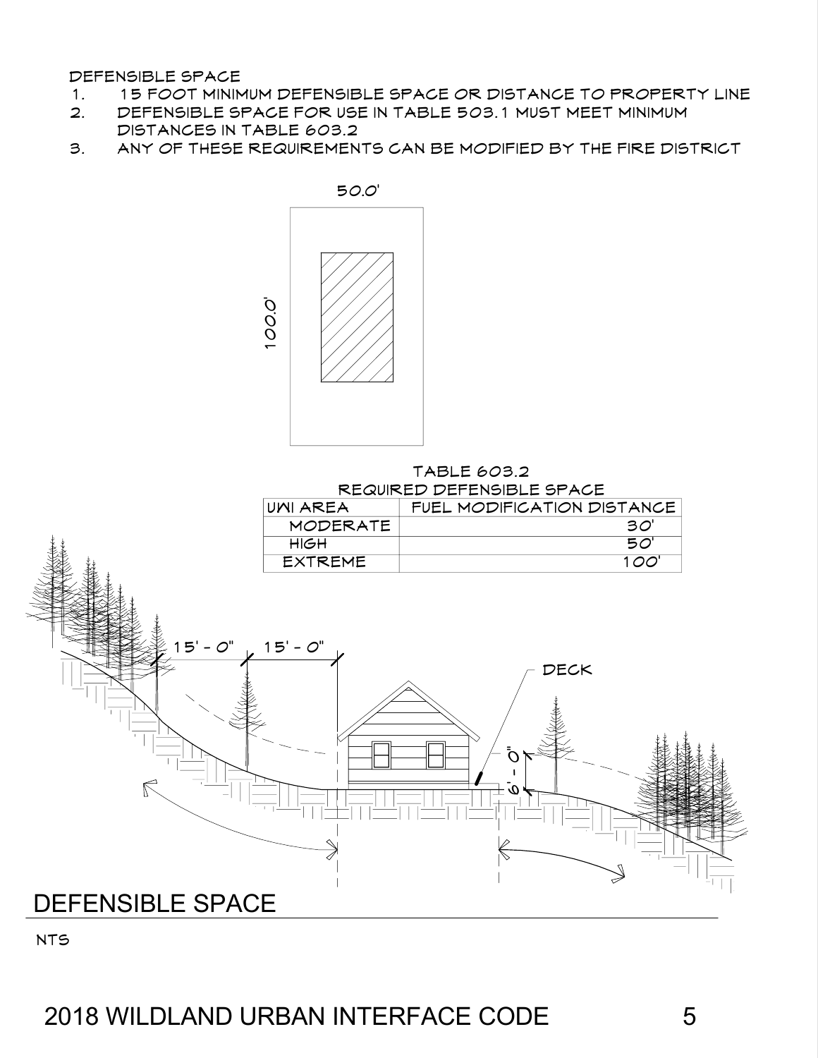DEFENSIBLE SPACE

1. 15 FOOT MINIMUM DEFENSIBLE SPACE OR DISTANCE TO PROPERTY LINE
2. DEFENSIBLE SPACE FOR USE IN TABLE 503.1 MUST MEET MINIMUM DISTANCES IN TABLE 603.2
3. ANY OF THESE REQUIREMENTS CAN BE MODIFIED BY THE FIRE DISTRICT

50.0'

100.0'

TABLE 603.2
REQUIRED DEFENSIBLE SPACE

| UWI AREA | FUEL MODIFICATION DISTANCE |
|---|---|
| MODERATE | 30' |
| HIGH | 50' |
| EXTREME | 100' |

15' - 0"   15' - 0"

DECK

6' - 0"

## DEFENSIBLE SPACE

NTS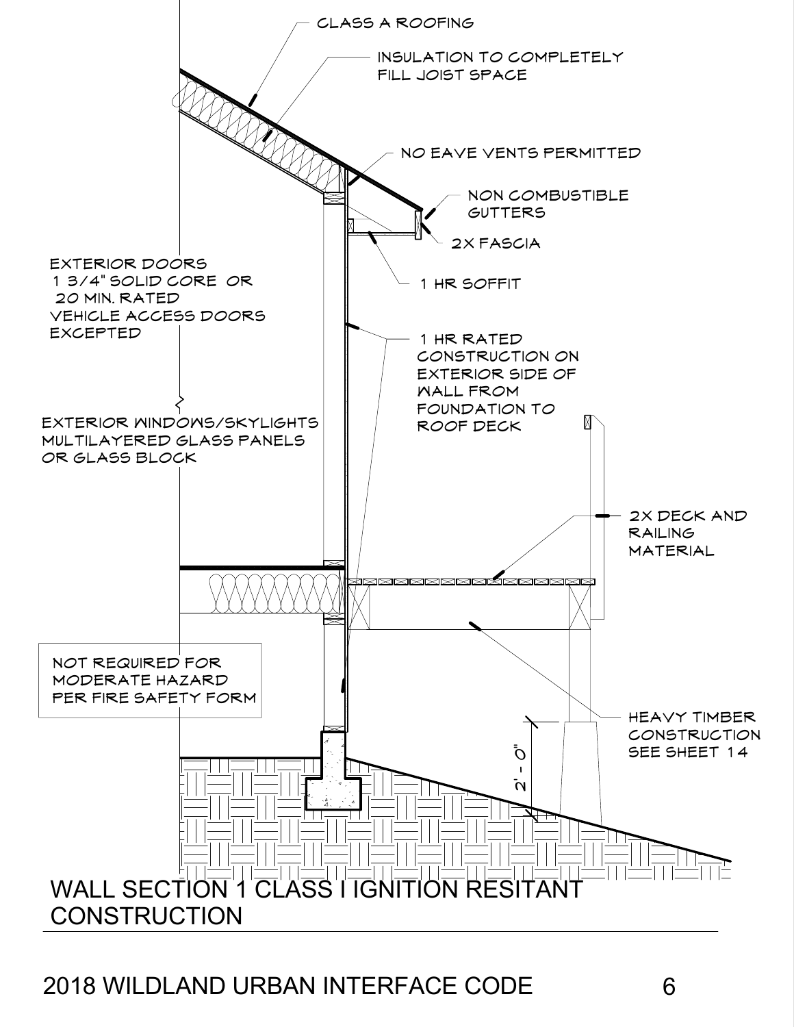CLASS A ROOFING

INSULATION TO COMPLETELY FILL JOIST SPACE

NO EAVE VENTS PERMITTED

NON COMBUSTIBLE GUTTERS

2X FASCIA

1 HR SOFFIT

EXTERIOR DOORS 1 3/4" SOLID CORE OR 20 MIN. RATED VEHICLE ACCESS DOORS EXCEPTED

1 HR RATED CONSTRUCTION ON EXTERIOR SIDE OF WALL FROM FOUNDATION TO ROOF DECK

EXTERIOR WINDOWS/SKYLIGHTS MULTILAYERED GLASS PANELS OR GLASS BLOCK

2X DECK AND RAILING MATERIAL

NOT REQUIRED FOR MODERATE HAZARD PER FIRE SAFETY FORM

HEAVY TIMBER CONSTRUCTION SEE SHEET 14

2' - 0"

WALL SECTION 1 CLASS I IGNITION RESITANT CONSTRUCTION

2018 WILDLAND URBAN INTERFACE CODE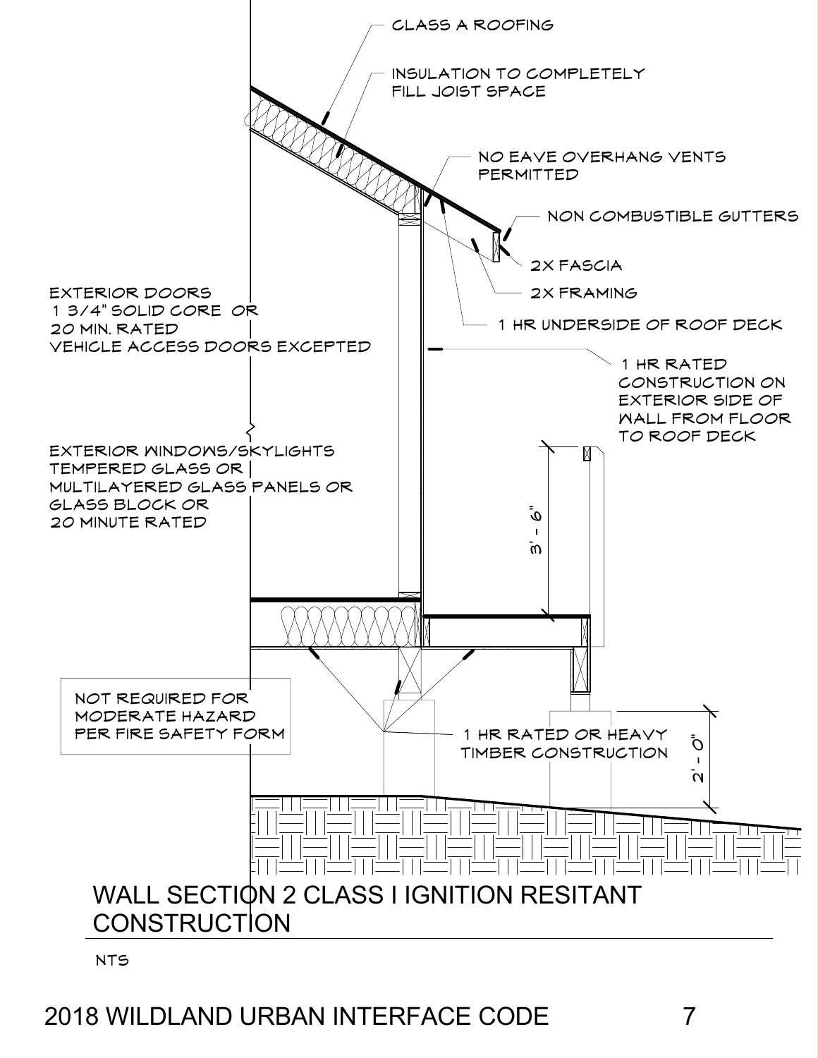CLASS A ROOFING

INSULATION TO COMPLETELY FILL JOIST SPACE

NO EAVE OVERHANG VENTS PERMITTED

NON COMBUSTIBLE GUTTERS

2X FASCIA

2X FRAMING

1 HR UNDERSIDE OF ROOF DECK

EXTERIOR DOORS
1 3/4" SOLID CORE OR
20 MIN. RATED
VEHICLE ACCESS DOORS EXCEPTED

1 HR RATED CONSTRUCTION ON EXTERIOR SIDE OF WALL FROM FLOOR TO ROOF DECK

EXTERIOR WINDOWS/SKYLIGHTS
TEMPERED GLASS OR
MULTILAYERED GLASS PANELS OR
GLASS BLOCK OR
20 MINUTE RATED

3' - 6"

NOT REQUIRED FOR MODERATE HAZARD PER FIRE SAFETY FORM

1 HR RATED OR HEAVY TIMBER CONSTRUCTION

2' - 0"

## WALL SECTION 2 CLASS I IGNITION RESITANT CONSTRUCTION

NTS

2018 WILDLAND URBAN INTERFACE CODE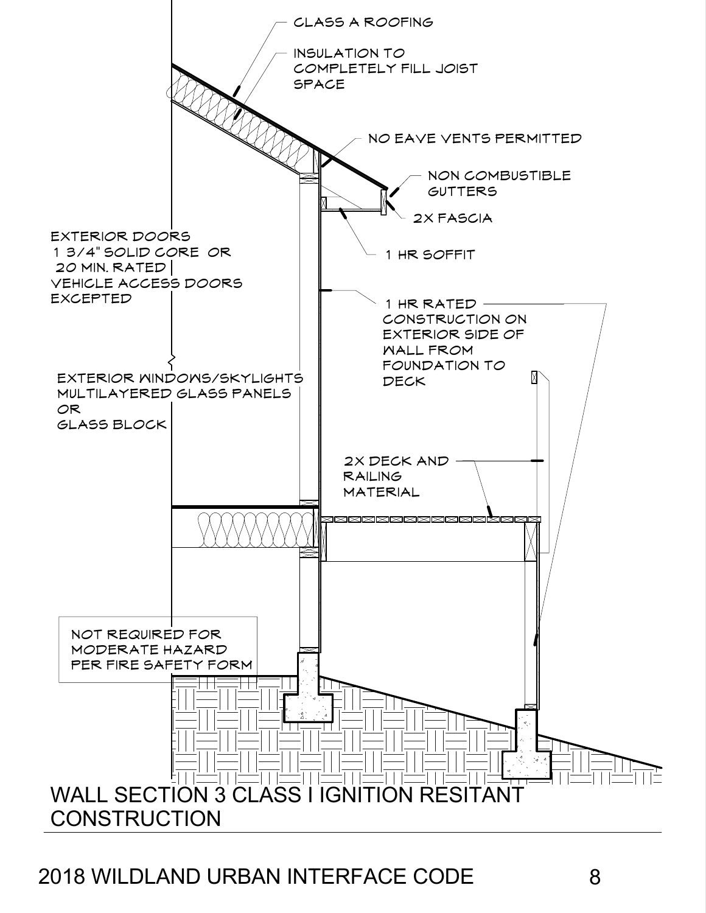CLASS A ROOFING

INSULATION TO COMPLETELY FILL JOIST SPACE

NO EAVE VENTS PERMITTED

NON COMBUSTIBLE GUTTERS

2X FASCIA

1 HR SOFFIT

EXTERIOR DOORS 1 3/4" SOLID CORE OR 20 MIN. RATED VEHICLE ACCESS DOORS EXCEPTED

1 HR RATED CONSTRUCTION ON EXTERIOR SIDE OF WALL FROM FOUNDATION TO DECK

EXTERIOR WINDOWS/SKYLIGHTS MULTILAYERED GLASS PANELS OR GLASS BLOCK

2X DECK AND RAILING MATERIAL

NOT REQUIRED FOR MODERATE HAZARD PER FIRE SAFETY FORM

WALL SECTION 3 CLASS I IGNITION RESITANT CONSTRUCTION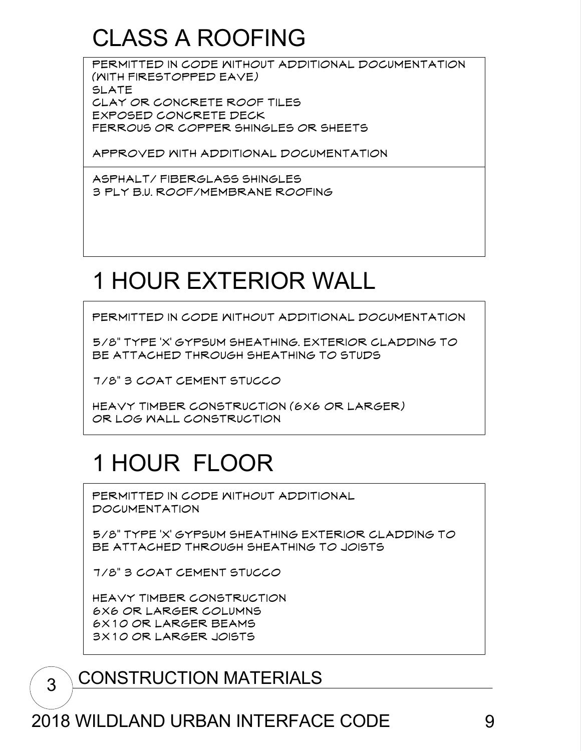## CLASS A ROOFING

PERMITTED IN CODE WITHOUT ADDITIONAL DOCUMENTATION (WITH FIRESTOPPED EAVE)
SLATE
CLAY OR CONCRETE ROOF TILES
EXPOSED CONCRETE DECK
FERROUS OR COPPER SHINGLES OR SHEETS

APPROVED WITH ADDITIONAL DOCUMENTATION

ASPHALT/ FIBERGLASS SHINGLES
3 PLY B.U. ROOF/MEMBRANE ROOFING

## 1 HOUR EXTERIOR WALL

PERMITTED IN CODE WITHOUT ADDITIONAL DOCUMENTATION

5/8" TYPE 'X' GYPSUM SHEATHING. EXTERIOR CLADDING TO BE ATTACHED THROUGH SHEATHING TO STUDS

7/8" 3 COAT CEMENT STUCCO

HEAVY TIMBER CONSTRUCTION (6X6 OR LARGER) OR LOG WALL CONSTRUCTION

## 1 HOUR FLOOR

PERMITTED IN CODE WITHOUT ADDITIONAL DOCUMENTATION

5/8" TYPE 'X' GYPSUM SHEATHING EXTERIOR CLADDING TO BE ATTACHED THROUGH SHEATHING TO JOISTS

7/8" 3 COAT CEMENT STUCCO

HEAVY TIMBER CONSTRUCTION
6X6 OR LARGER COLUMNS
6X10 OR LARGER BEAMS
3X10 OR LARGER JOISTS

3 CONSTRUCTION MATERIALS

2018 WILDLAND URBAN INTERFACE CODE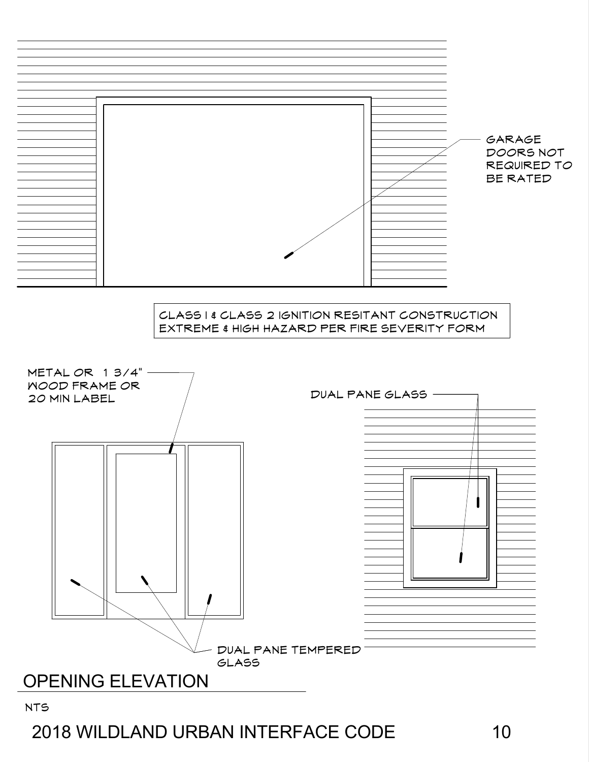GARAGE DOORS NOT REQUIRED TO BE RATED

CLASS I & CLASS 2 IGNITION RESITANT CONSTRUCTION
EXTREME & HIGH HAZARD PER FIRE SEVERITY FORM

METAL OR 1 3/4" WOOD FRAME OR 20 MIN LABEL

DUAL PANE GLASS

DUAL PANE TEMPERED GLASS

## OPENING ELEVATION

NTS

2018 WILDLAND URBAN INTERFACE CODE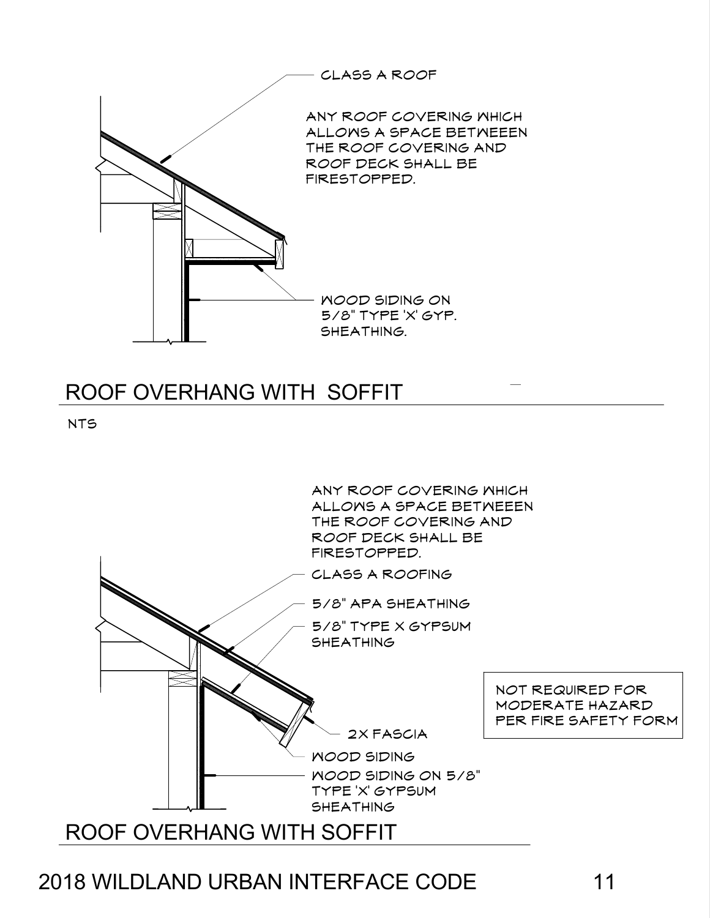CLASS A ROOF

ANY ROOF COVERING WHICH ALLOWS A SPACE BETWEEEN THE ROOF COVERING AND ROOF DECK SHALL BE FIRESTOPPED.

WOOD SIDING ON 5/8" TYPE 'X' GYP. SHEATHING.

## ROOF OVERHANG WITH SOFFIT

NTS

ANY ROOF COVERING WHICH ALLOWS A SPACE BETWEEEN THE ROOF COVERING AND ROOF DECK SHALL BE FIRESTOPPED.

CLASS A ROOFING

5/8" APA SHEATHING

5/8" TYPE X GYPSUM SHEATHING

NOT REQUIRED FOR MODERATE HAZARD PER FIRE SAFETY FORM

2X FASCIA

WOOD SIDING

WOOD SIDING ON 5/8" TYPE 'X' GYPSUM SHEATHING

## ROOF OVERHANG WITH SOFFIT

2018 WILDLAND URBAN INTERFACE CODE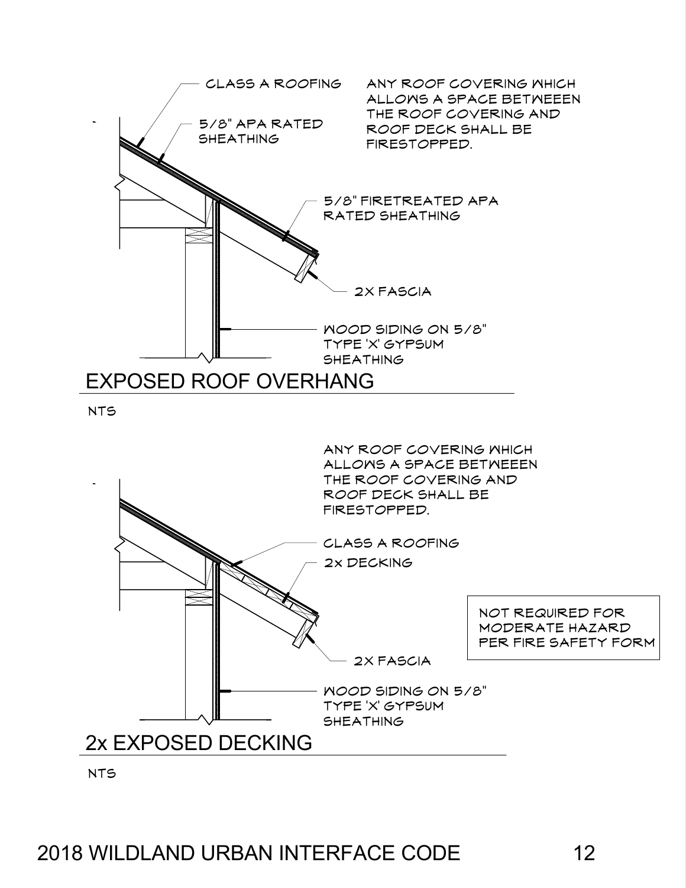CLASS A ROOFING

ANY ROOF COVERING WHICH ALLOWS A SPACE BETWEEEN THE ROOF COVERING AND ROOF DECK SHALL BE FIRESTOPPED.

5/8" APA RATED SHEATHING

5/8" FIRETREATED APA RATED SHEATHING

2X FASCIA

WOOD SIDING ON 5/8" TYPE 'X' GYPSUM SHEATHING

## EXPOSED ROOF OVERHANG

NTS

ANY ROOF COVERING WHICH ALLOWS A SPACE BETWEEEN THE ROOF COVERING AND ROOF DECK SHALL BE FIRESTOPPED.

CLASS A ROOFING

2x DECKING

NOT REQUIRED FOR MODERATE HAZARD PER FIRE SAFETY FORM

2X FASCIA

WOOD SIDING ON 5/8" TYPE 'X' GYPSUM SHEATHING

## 2x EXPOSED DECKING

NTS

2018 WILDLAND URBAN INTERFACE CODE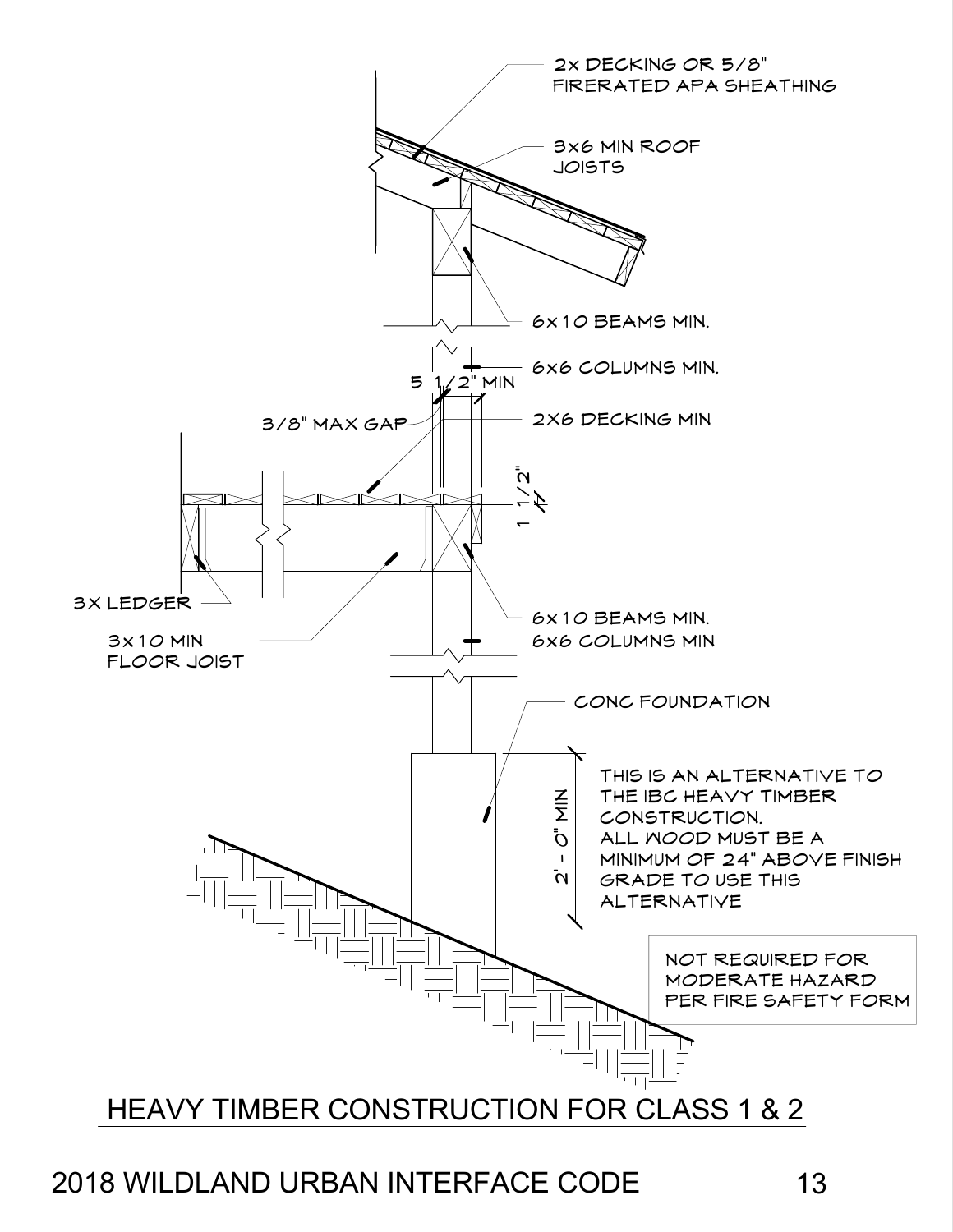2X DECKING OR 5/8" FIRERATED APA SHEATHING

3X6 MIN ROOF JOISTS

6X10 BEAMS MIN.

6X6 COLUMNS MIN.

5 1/2" MIN

3/8" MAX GAP

2X6 DECKING MIN

1 1/2"

3X LEDGER

6X10 BEAMS MIN.

3X10 MIN FLOOR JOIST

6X6 COLUMNS MIN

CONC FOUNDATION

2' - 0" MIN

THIS IS AN ALTERNATIVE TO THE IBC HEAVY TIMBER CONSTRUCTION. ALL WOOD MUST BE A MINIMUM OF 24" ABOVE FINISH GRADE TO USE THIS ALTERNATIVE

NOT REQUIRED FOR MODERATE HAZARD PER FIRE SAFETY FORM

## HEAVY TIMBER CONSTRUCTION FOR CLASS 1 & 2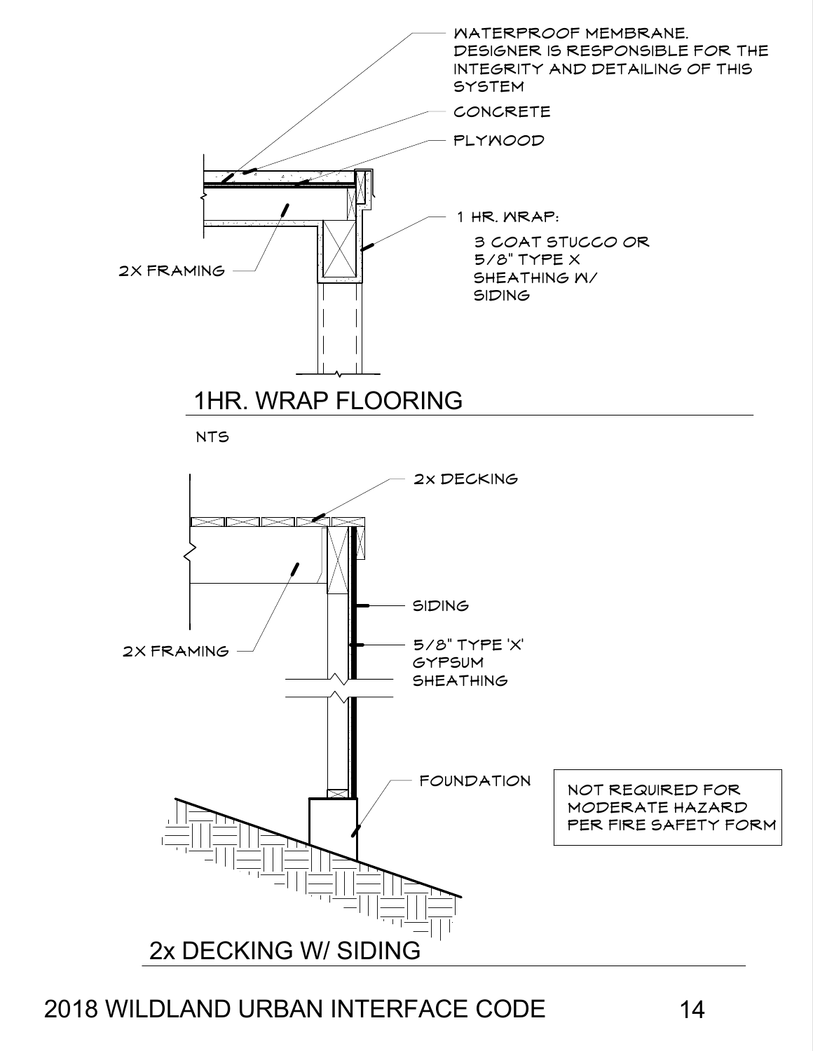WATERPROOF MEMBRANE. DESIGNER IS RESPONSIBLE FOR THE INTEGRITY AND DETAILING OF THIS SYSTEM

CONCRETE

PLYWOOD

2X FRAMING

1 HR. WRAP:

3 COAT STUCCO OR 5/8" TYPE X SHEATHING W/ SIDING

## 1HR. WRAP FLOORING

NTS

2x DECKING

2X FRAMING

SIDING

5/8" TYPE 'X' GYPSUM SHEATHING

FOUNDATION

NOT REQUIRED FOR MODERATE HAZARD PER FIRE SAFETY FORM

## 2x DECKING W/ SIDING

2018 WILDLAND URBAN INTERFACE CODE